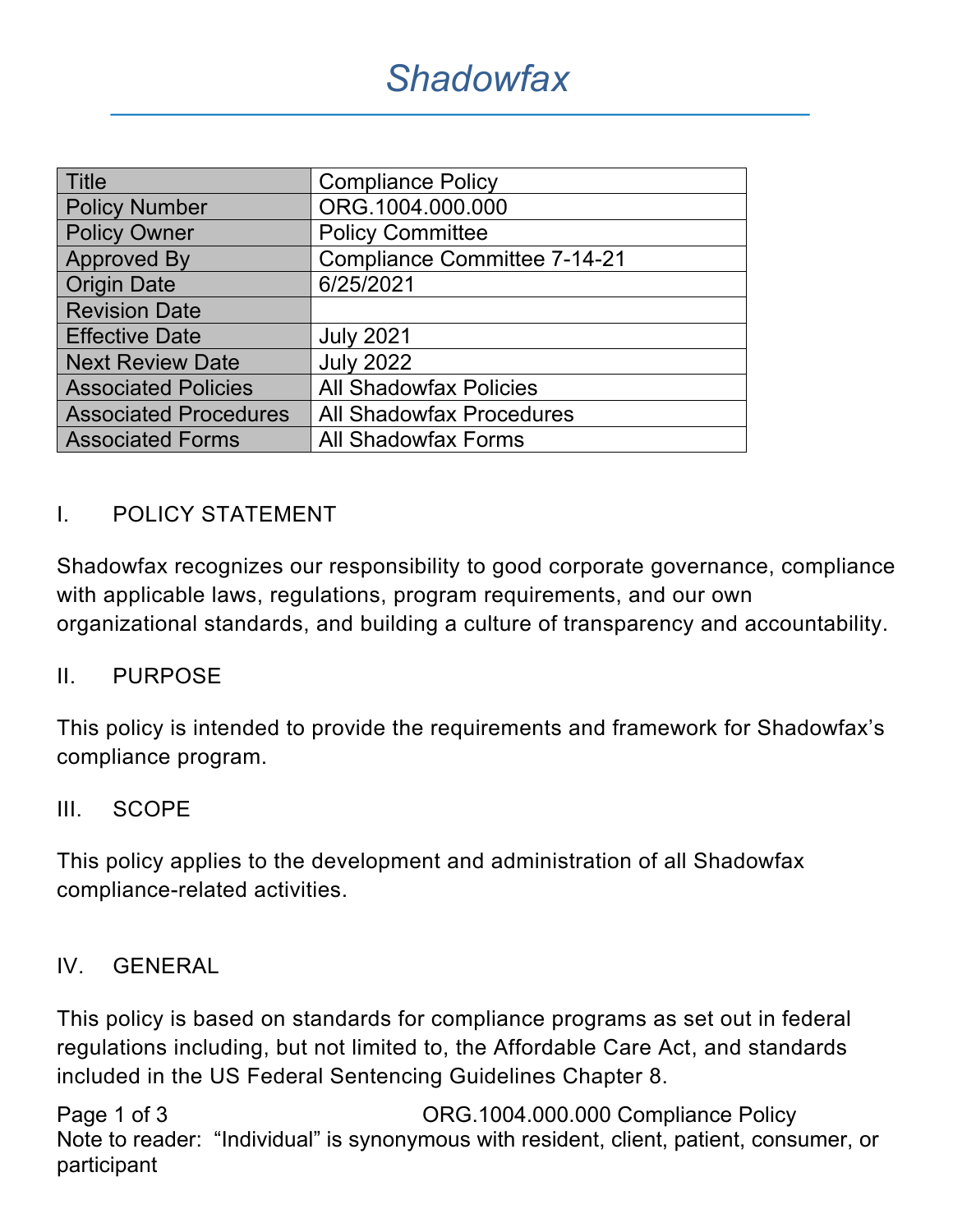# Shadowfax

| Title | Compliance Policy |
|---|---|
| Policy Number | ORG.1004.000.000 |
| Policy Owner | Policy Committee |
| Approved By | Compliance Committee 7-14-21 |
| Origin Date | 6/25/2021 |
| Revision Date | |
| Effective Date | July 2021 |
| Next Review Date | July 2022 |
| Associated Policies | All Shadowfax Policies |
| Associated Procedures | All Shadowfax Procedures |
| Associated Forms | All Shadowfax Forms |

## I. POLICY STATEMENT

Shadowfax recognizes our responsibility to good corporate governance, compliance with applicable laws, regulations, program requirements, and our own organizational standards, and building a culture of transparency and accountability.

## II. PURPOSE

This policy is intended to provide the requirements and framework for Shadowfax's compliance program.

## III. SCOPE

This policy applies to the development and administration of all Shadowfax compliance-related activities.

## IV. GENERAL

This policy is based on standards for compliance programs as set out in federal regulations including, but not limited to, the Affordable Care Act, and standards included in the US Federal Sentencing Guidelines Chapter 8.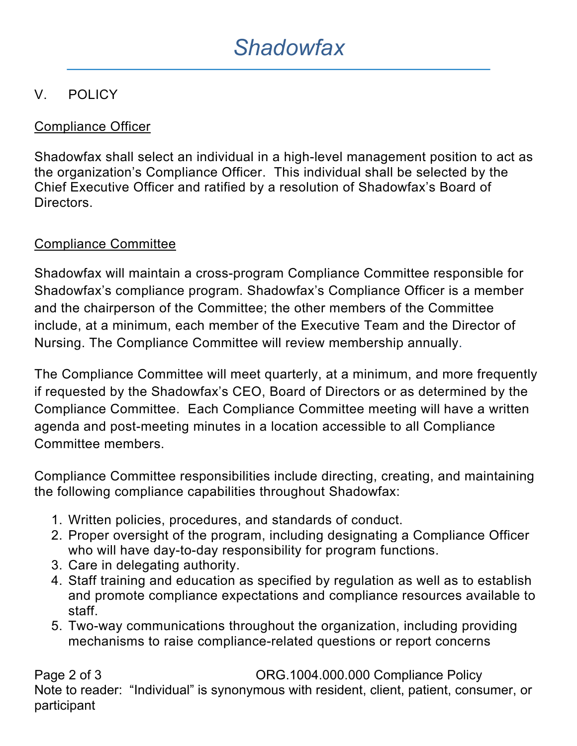## V. POLICY

Compliance Officer

Shadowfax shall select an individual in a high-level management position to act as the organization's Compliance Officer. This individual shall be selected by the Chief Executive Officer and ratified by a resolution of Shadowfax's Board of Directors.

Compliance Committee

Shadowfax will maintain a cross-program Compliance Committee responsible for Shadowfax's compliance program. Shadowfax's Compliance Officer is a member and the chairperson of the Committee; the other members of the Committee include, at a minimum, each member of the Executive Team and the Director of Nursing. The Compliance Committee will review membership annually.

The Compliance Committee will meet quarterly, at a minimum, and more frequently if requested by the Shadowfax's CEO, Board of Directors or as determined by the Compliance Committee. Each Compliance Committee meeting will have a written agenda and post-meeting minutes in a location accessible to all Compliance Committee members.

Compliance Committee responsibilities include directing, creating, and maintaining the following compliance capabilities throughout Shadowfax:

1. Written policies, procedures, and standards of conduct.
2. Proper oversight of the program, including designating a Compliance Officer who will have day-to-day responsibility for program functions.
3. Care in delegating authority.
4. Staff training and education as specified by regulation as well as to establish and promote compliance expectations and compliance resources available to staff.
5. Two-way communications throughout the organization, including providing mechanisms to raise compliance-related questions or report concerns

Note to reader: "Individual" is synonymous with resident, client, patient, consumer, or participant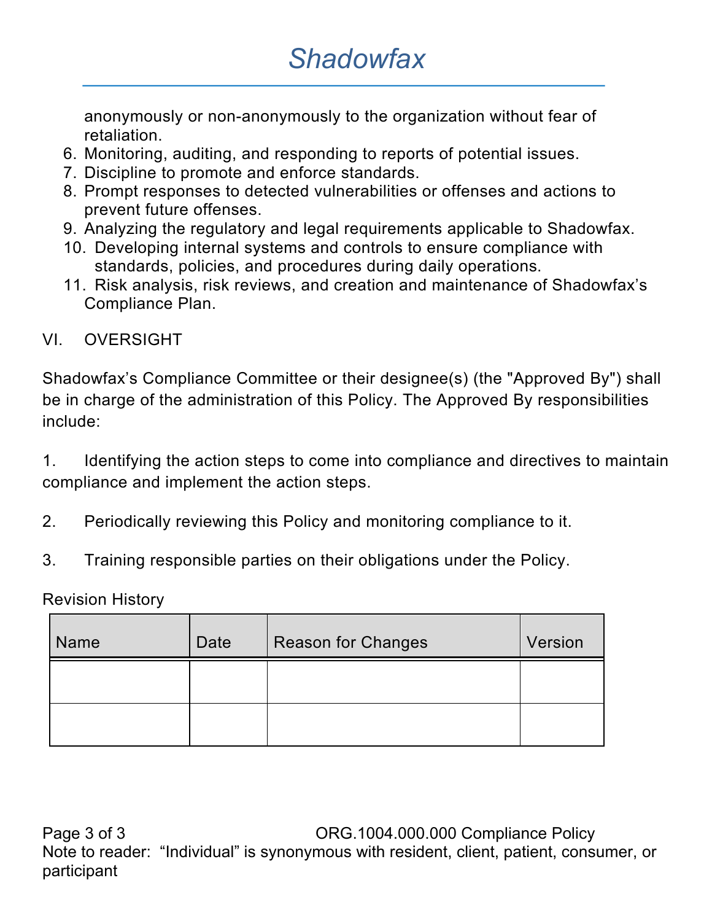anonymously or non-anonymously to the organization without fear of retaliation.

6. Monitoring, auditing, and responding to reports of potential issues.
7. Discipline to promote and enforce standards.
8. Prompt responses to detected vulnerabilities or offenses and actions to prevent future offenses.
9. Analyzing the regulatory and legal requirements applicable to Shadowfax.
10. Developing internal systems and controls to ensure compliance with standards, policies, and procedures during daily operations.
11. Risk analysis, risk reviews, and creation and maintenance of Shadowfax's Compliance Plan.

## VI. OVERSIGHT

Shadowfax's Compliance Committee or their designee(s) (the "Approved By") shall be in charge of the administration of this Policy. The Approved By responsibilities include:

1. Identifying the action steps to come into compliance and directives to maintain compliance and implement the action steps.

2. Periodically reviewing this Policy and monitoring compliance to it.

3. Training responsible parties on their obligations under the Policy.

Revision History

| Name | Date | Reason for Changes | Version |
|---|---|---|---|
| | | | |
| | | | |

Note to reader: "Individual" is synonymous with resident, client, patient, consumer, or participant